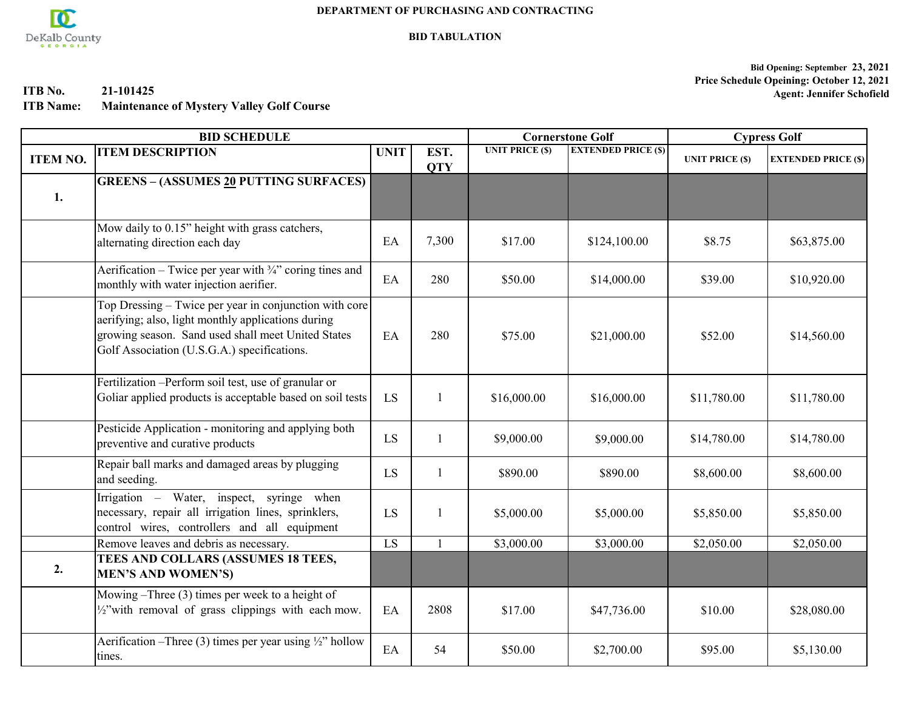DEPARTMENT OF PURCHASING AND CONTRACTING

BID TABULATION

Bid Opening: September 23, 2021
Price Schedule Opeining: October 12, 2021
Agent: Jennifer Schofield

**ITB No.** 21-101425
**ITB Name:** Maintenance of Mystery Valley Golf Course

| BID SCHEDULE | | | | Cornerstone Golf | | Cypress Golf | |
|---|---|---|---|---|---|---|---|
| ITEM NO. | ITEM DESCRIPTION | UNIT | EST. QTY | UNIT PRICE ($) | EXTENDED PRICE ($) | UNIT PRICE ($) | EXTENDED PRICE ($) |
| 1. | **GREENS – (ASSUMES 20 PUTTING SURFACES)** | | | | | | |
| | Mow daily to 0.15" height with grass catchers, alternating direction each day | EA | 7,300 | $17.00 | $124,100.00 | $8.75 | $63,875.00 |
| | Aerification – Twice per year with ¾" coring tines and monthly with water injection aerifier. | EA | 280 | $50.00 | $14,000.00 | $39.00 | $10,920.00 |
| | Top Dressing – Twice per year in conjunction with core aerifying; also, light monthly applications during growing season. Sand used shall meet United States Golf Association (U.S.G.A.) specifications. | EA | 280 | $75.00 | $21,000.00 | $52.00 | $14,560.00 |
| | Fertilization –Perform soil test, use of granular or Goliar applied products is acceptable based on soil tests | LS | 1 | $16,000.00 | $16,000.00 | $11,780.00 | $11,780.00 |
| | Pesticide Application - monitoring and applying both preventive and curative products | LS | 1 | $9,000.00 | $9,000.00 | $14,780.00 | $14,780.00 |
| | Repair ball marks and damaged areas by plugging and seeding. | LS | 1 | $890.00 | $890.00 | $8,600.00 | $8,600.00 |
| | Irrigation – Water, inspect, syringe when necessary, repair all irrigation lines, sprinklers, control wires, controllers and all equipment | LS | 1 | $5,000.00 | $5,000.00 | $5,850.00 | $5,850.00 |
| | Remove leaves and debris as necessary. | LS | 1 | $3,000.00 | $3,000.00 | $2,050.00 | $2,050.00 |
| 2. | **TEES AND COLLARS (ASSUMES 18 TEES, MEN'S AND WOMEN'S)** | | | | | | |
| | Mowing –Three (3) times per week to a height of ½"with removal of grass clippings with each mow. | EA | 2808 | $17.00 | $47,736.00 | $10.00 | $28,080.00 |
| | Aerification –Three (3) times per year using ½" hollow tines. | EA | 54 | $50.00 | $2,700.00 | $95.00 | $5,130.00 |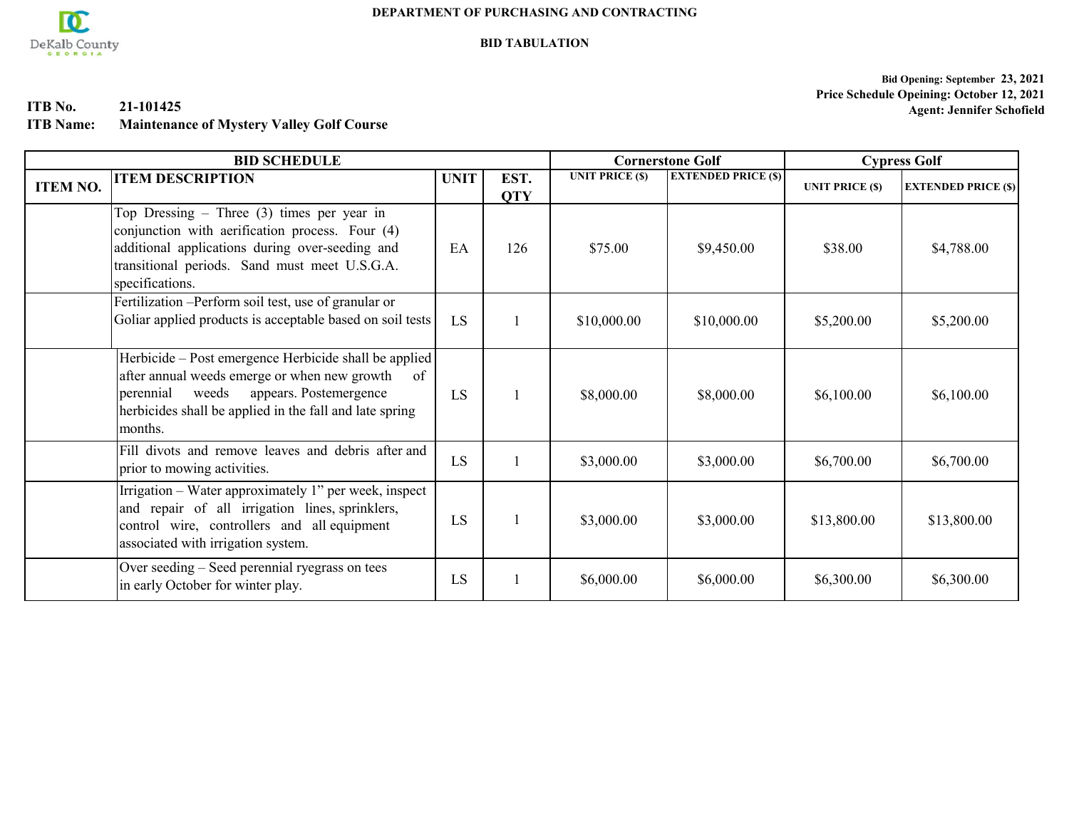DeKalb County GEORGIA

**DEPARTMENT OF PURCHASING AND CONTRACTING**

**BID TABULATION**

**Bid Opening: September 23, 2021**
**Price Schedule Opeining: October 12, 2021**
**Agent: Jennifer Schofield**

**ITB No.** 21-101425
**ITB Name:** Maintenance of Mystery Valley Golf Course

| BID SCHEDULE | | | | Cornerstone Golf | | Cypress Golf | |
|---|---|---|---|---|---|---|---|
| ITEM NO. | ITEM DESCRIPTION | UNIT | EST. QTY | UNIT PRICE ($) | EXTENDED PRICE ($) | UNIT PRICE ($) | EXTENDED PRICE ($) |
| | Top Dressing – Three (3) times per year in conjunction with aerification process. Four (4) additional applications during over-seeding and transitional periods. Sand must meet U.S.G.A. specifications. | EA | 126 | $75.00 | $9,450.00 | $38.00 | $4,788.00 |
| | Fertilization –Perform soil test, use of granular or Goliar applied products is acceptable based on soil tests | LS | 1 | $10,000.00 | $10,000.00 | $5,200.00 | $5,200.00 |
| | Herbicide – Post emergence Herbicide shall be applied after annual weeds emerge or when new growth of perennial weeds appears. Postemergence herbicides shall be applied in the fall and late spring months. | LS | 1 | $8,000.00 | $8,000.00 | $6,100.00 | $6,100.00 |
| | Fill divots and remove leaves and debris after and prior to mowing activities. | LS | 1 | $3,000.00 | $3,000.00 | $6,700.00 | $6,700.00 |
| | Irrigation – Water approximately 1" per week, inspect and repair of all irrigation lines, sprinklers, control wire, controllers and all equipment associated with irrigation system. | LS | 1 | $3,000.00 | $3,000.00 | $13,800.00 | $13,800.00 |
| | Over seeding – Seed perennial ryegrass on tees in early October for winter play. | LS | 1 | $6,000.00 | $6,000.00 | $6,300.00 | $6,300.00 |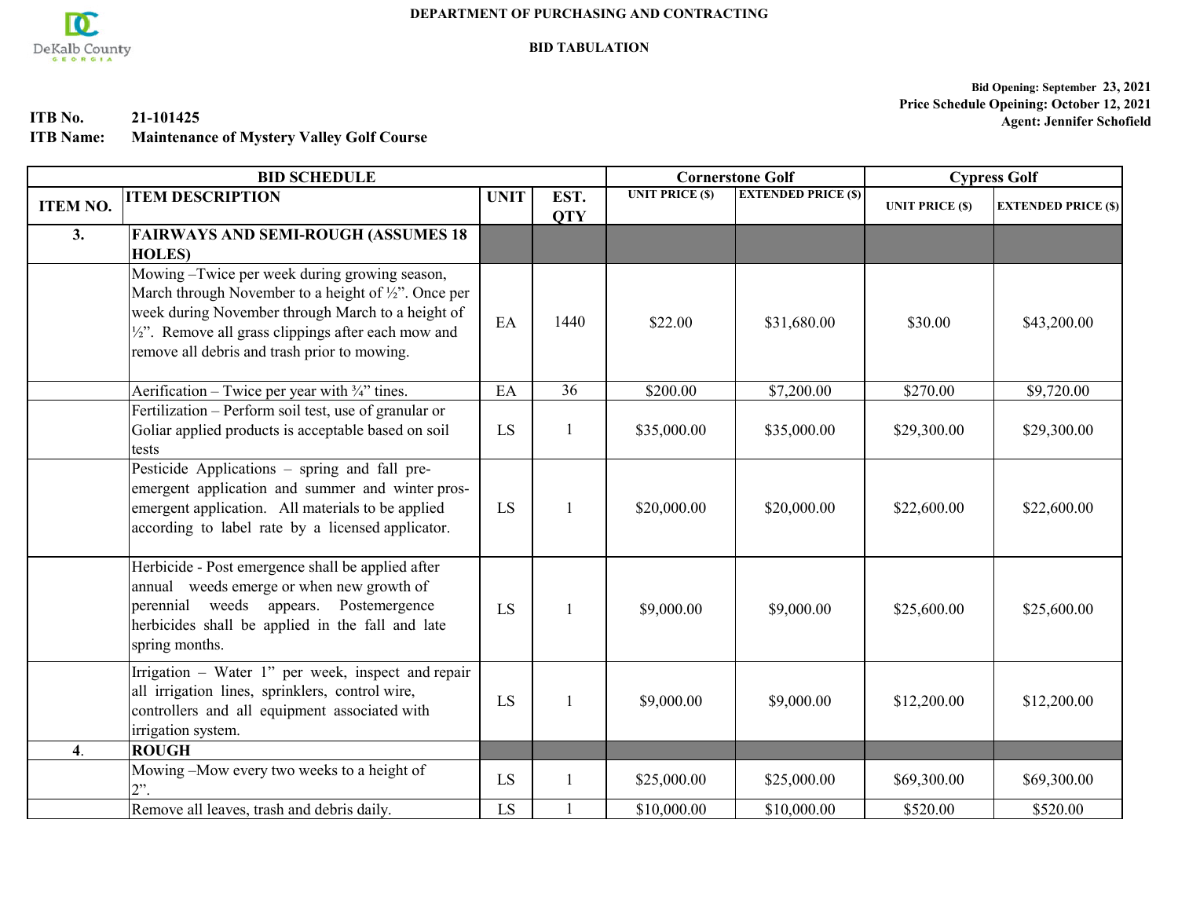DEPARTMENT OF PURCHASING AND CONTRACTING

BID TABULATION

Bid Opening: September 23, 2021
Price Schedule Opeining: October 12, 2021
Agent: Jennifer Schofield

**ITB No.** 21-101425
**ITB Name:** Maintenance of Mystery Valley Golf Course

| BID SCHEDULE | | | | Cornerstone Golf | | Cypress Golf | |
|---|---|---|---|---|---|---|---|
| ITEM NO. | ITEM DESCRIPTION | UNIT | EST. QTY | UNIT PRICE ($) | EXTENDED PRICE ($) | UNIT PRICE ($) | EXTENDED PRICE ($) |
| 3. | **FAIRWAYS AND SEMI-ROUGH (ASSUMES 18 HOLES)** | | | | | | |
| | Mowing –Twice per week during growing season, March through November to a height of ½”. Once per week during November through March to a height of ½”. Remove all grass clippings after each mow and remove all debris and trash prior to mowing. | EA | 1440 | $22.00 | $31,680.00 | $30.00 | $43,200.00 |
| | Aerification – Twice per year with ¾” tines. | EA | 36 | $200.00 | $7,200.00 | $270.00 | $9,720.00 |
| | Fertilization – Perform soil test, use of granular or Goliar applied products is acceptable based on soil tests | LS | 1 | $35,000.00 | $35,000.00 | $29,300.00 | $29,300.00 |
| | Pesticide Applications – spring and fall pre-emergent application and summer and winter pros-emergent application. All materials to be applied according to label rate by a licensed applicator. | LS | 1 | $20,000.00 | $20,000.00 | $22,600.00 | $22,600.00 |
| | Herbicide - Post emergence shall be applied after annual weeds emerge or when new growth of perennial weeds appears. Postemergence herbicides shall be applied in the fall and late spring months. | LS | 1 | $9,000.00 | $9,000.00 | $25,600.00 | $25,600.00 |
| | Irrigation – Water 1” per week, inspect and repair all irrigation lines, sprinklers, control wire, controllers and all equipment associated with irrigation system. | LS | 1 | $9,000.00 | $9,000.00 | $12,200.00 | $12,200.00 |
| 4. | **ROUGH** | | | | | | |
| | Mowing –Mow every two weeks to a height of 2”. | LS | 1 | $25,000.00 | $25,000.00 | $69,300.00 | $69,300.00 |
| | Remove all leaves, trash and debris daily. | LS | 1 | $10,000.00 | $10,000.00 | $520.00 | $520.00 |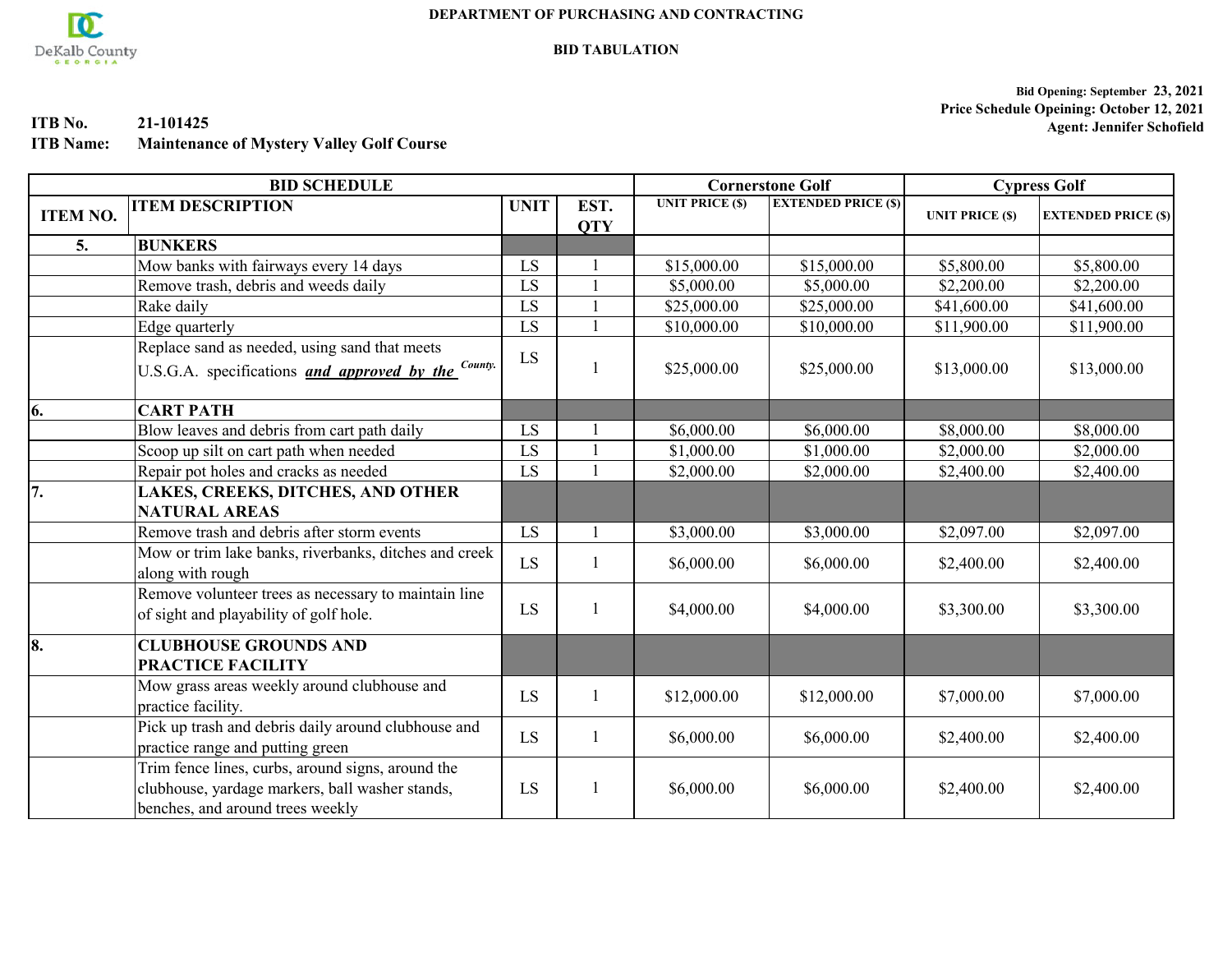DEKALB COUNTY GEORGIA

**DEPARTMENT OF PURCHASING AND CONTRACTING**

**BID TABULATION**

**Bid Opening: September 23, 2021**
**Price Schedule Opeining: October 12, 2021**
**Agent: Jennifer Schofield**

**ITB No.** 21-101425
**ITB Name:** Maintenance of Mystery Valley Golf Course

| BID SCHEDULE | | | | Cornerstone Golf | | Cypress Golf | |
|---|---|---|---|---|---|---|---|
| ITEM NO. | ITEM DESCRIPTION | UNIT | EST. QTY | UNIT PRICE ($) | EXTENDED PRICE ($) | UNIT PRICE ($) | EXTENDED PRICE ($) |
| 5. | **BUNKERS** | | | | | | |
| | Mow banks with fairways every 14 days | LS | 1 | $15,000.00 | $15,000.00 | $5,800.00 | $5,800.00 |
| | Remove trash, debris and weeds daily | LS | 1 | $5,000.00 | $5,000.00 | $2,200.00 | $2,200.00 |
| | Rake daily | LS | 1 | $25,000.00 | $25,000.00 | $41,600.00 | $41,600.00 |
| | Edge quarterly | LS | 1 | $10,000.00 | $10,000.00 | $11,900.00 | $11,900.00 |
| | Replace sand as needed, using sand that meets U.S.G.A. specifications ***and approved by the*** County. | LS | 1 | $25,000.00 | $25,000.00 | $13,000.00 | $13,000.00 |
| 6. | **CART PATH** | | | | | | |
| | Blow leaves and debris from cart path daily | LS | 1 | $6,000.00 | $6,000.00 | $8,000.00 | $8,000.00 |
| | Scoop up silt on cart path when needed | LS | 1 | $1,000.00 | $1,000.00 | $2,000.00 | $2,000.00 |
| | Repair pot holes and cracks as needed | LS | 1 | $2,000.00 | $2,000.00 | $2,400.00 | $2,400.00 |
| 7. | **LAKES, CREEKS, DITCHES, AND OTHER NATURAL AREAS** | | | | | | |
| | Remove trash and debris after storm events | LS | 1 | $3,000.00 | $3,000.00 | $2,097.00 | $2,097.00 |
| | Mow or trim lake banks, riverbanks, ditches and creek along with rough | LS | 1 | $6,000.00 | $6,000.00 | $2,400.00 | $2,400.00 |
| | Remove volunteer trees as necessary to maintain line of sight and playability of golf hole. | LS | 1 | $4,000.00 | $4,000.00 | $3,300.00 | $3,300.00 |
| 8. | **CLUBHOUSE GROUNDS AND PRACTICE FACILITY** | | | | | | |
| | Mow grass areas weekly around clubhouse and practice facility. | LS | 1 | $12,000.00 | $12,000.00 | $7,000.00 | $7,000.00 |
| | Pick up trash and debris daily around clubhouse and practice range and putting green | LS | 1 | $6,000.00 | $6,000.00 | $2,400.00 | $2,400.00 |
| | Trim fence lines, curbs, around signs, around the clubhouse, yardage markers, ball washer stands, benches, and around trees weekly | LS | 1 | $6,000.00 | $6,000.00 | $2,400.00 | $2,400.00 |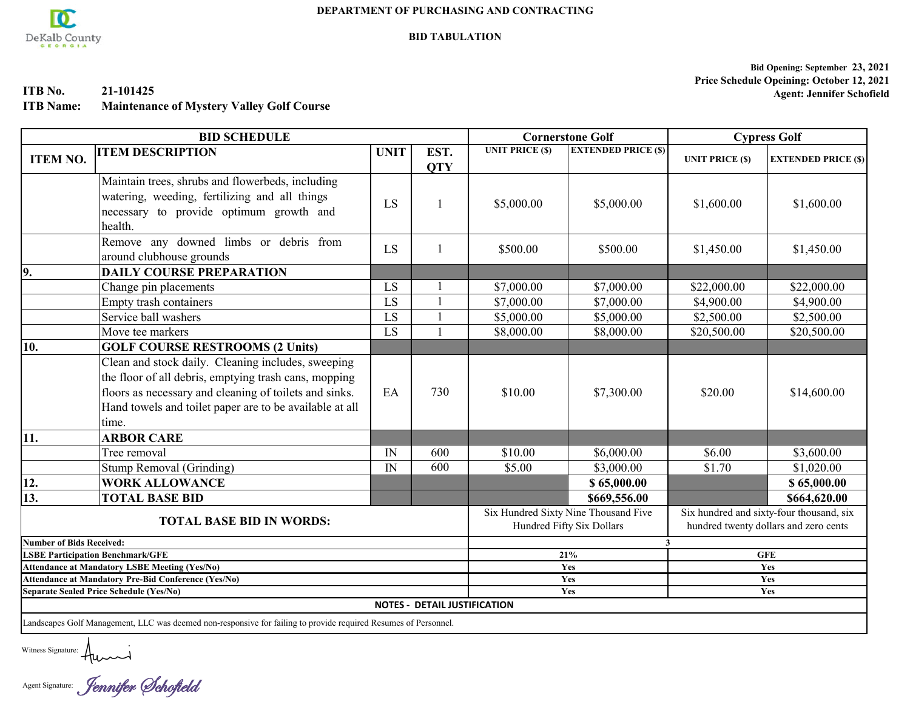**DEPARTMENT OF PURCHASING AND CONTRACTING**

**BID TABULATION**

**Bid Opening: September 23, 2021**
**Price Schedule Opeining: October 12, 2021**
**Agent: Jennifer Schofield**

**ITB No.** 21-101425
**ITB Name:** Maintenance of Mystery Valley Golf Course

| BID SCHEDULE | | | | Cornerstone Golf | | Cypress Golf | |
|---|---|---|---|---|---|---|---|
| ITEM NO. | ITEM DESCRIPTION | UNIT | EST. QTY | UNIT PRICE ($) | EXTENDED PRICE ($) | UNIT PRICE ($) | EXTENDED PRICE ($) |
| | Maintain trees, shrubs and flowerbeds, including watering, weeding, fertilizing and all things necessary to provide optimum growth and health. | LS | 1 | $5,000.00 | $5,000.00 | $1,600.00 | $1,600.00 |
| | Remove any downed limbs or debris from around clubhouse grounds | LS | 1 | $500.00 | $500.00 | $1,450.00 | $1,450.00 |
| **9.** | **DAILY COURSE PREPARATION** | | | | | | |
| | Change pin placements | LS | 1 | $7,000.00 | $7,000.00 | $22,000.00 | $22,000.00 |
| | Empty trash containers | LS | 1 | $7,000.00 | $7,000.00 | $4,900.00 | $4,900.00 |
| | Service ball washers | LS | 1 | $5,000.00 | $5,000.00 | $2,500.00 | $2,500.00 |
| | Move tee markers | LS | 1 | $8,000.00 | $8,000.00 | $20,500.00 | $20,500.00 |
| **10.** | **GOLF COURSE RESTROOMS (2 Units)** | | | | | | |
| | Clean and stock daily. Cleaning includes, sweeping the floor of all debris, emptying trash cans, mopping floors as necessary and cleaning of toilets and sinks. Hand towels and toilet paper are to be available at all time. | EA | 730 | $10.00 | $7,300.00 | $20.00 | $14,600.00 |
| **11.** | **ARBOR CARE** | | | | | | |
| | Tree removal | IN | 600 | $10.00 | $6,000.00 | $6.00 | $3,600.00 |
| | Stump Removal (Grinding) | IN | 600 | $5.00 | $3,000.00 | $1.70 | $1,020.00 |
| **12.** | **WORK ALLOWANCE** | | | | **$ 65,000.00** | | **$ 65,000.00** |
| **13.** | **TOTAL BASE BID** | | | | **$669,556.00** | | **$664,620.00** |
| **TOTAL BASE BID IN WORDS:** | | | | Six Hundred Sixty Nine Thousand Five Hundred Fifty Six Dollars | | Six hundred and sixty-four thousand, six hundred twenty dollars and zero cents | |
| **Number of Bids Received:** | | | | **3** | | | |
| **LSBE Participation Benchmark/GFE** | | | | **21%** | | **GFE** | |
| **Attendance at Mandatory LSBE Meeting (Yes/No)** | | | | **Yes** | | **Yes** | |
| **Attendance at Mandatory Pre-Bid Conference (Yes/No)** | | | | **Yes** | | **Yes** | |
| **Separate Sealed Price Schedule (Yes/No)** | | | | **Yes** | | **Yes** | |

**NOTES - DETAIL JUSTIFICATION**

Landscapes Golf Management, LLC was deemed non-responsive for failing to provide required Resumes of Personnel.

Witness Signature: [signature]

Agent Signature: Jennifer Schofield